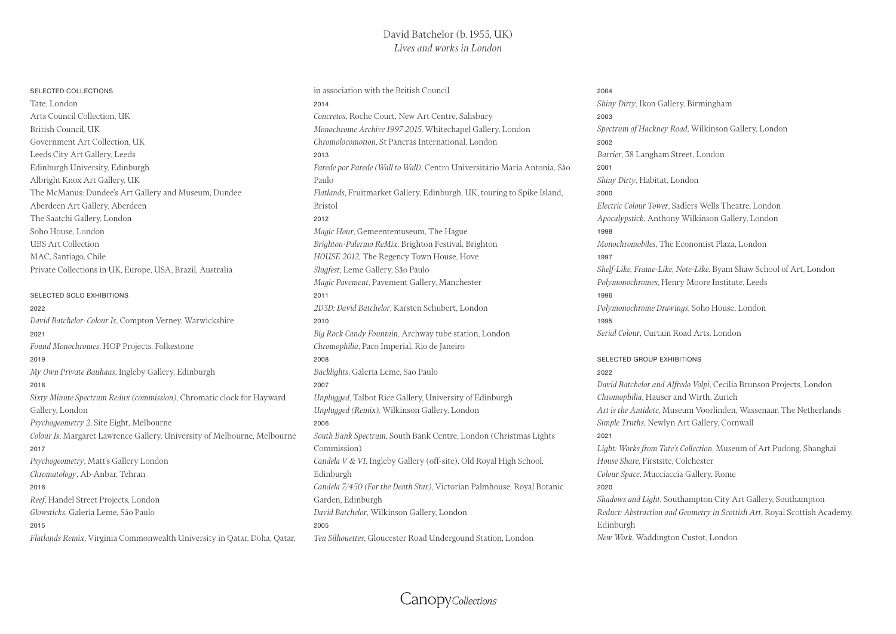# David Batchelor (b. 1955, UK)

*Lives and works in London*

## SELECTED COLLECTIONS

Tate, London
Arts Council Collection, UK
British Council, UK
Government Art Collection, UK
Leeds City Art Gallery, Leeds
Edinburgh University, Edinburgh
Albright Knox Art Gallery, UK
The McManus: Dundee's Art Gallery and Museum, Dundee
Aberdeen Art Gallery, Aberdeen
The Saatchi Gallery, London
Soho House, London
UBS Art Collection
MAC, Santiago, Chile
Private Collections in UK, Europe, USA, Brazil, Australia

## SELECTED SOLO EXHIBITIONS

2022
*David Batchelor: Colour Is*, Compton Verney, Warwickshire

2021
*Found Monochromes*, HOP Projects, Folkestone

2019
*My Own Private Bauhaus*, Ingleby Gallery, Edinburgh

2018
*Sixty Minute Spectrum Redux (commission)*, Chromatic clock for Hayward Gallery, London
*Psychogeometry 2*, Site Eight, Melbourne
*Colour Is*, Margaret Lawrence Gallery, University of Melbourne, Melbourne

2017
*Psychogeometry*, Matt's Gallery London
*Chromatology*, Ab-Anbar, Tehran

2016
*Reef*, Handel Street Projects, London
*Glowsticks*, Galeria Leme, São Paulo

2015
*Flatlands Remix*, Virginia Commonwealth University in Qatar, Doha, Qatar, in association with the British Council

2014
*Concretos*, Roche Court, New Art Centre, Salisbury
*Monochrome Archive 1997-2015*, Whitechapel Gallery, London
*Chromolocomotion*, St Pancras International, London

2013
*Parede por Parede (Wall to Wall)*, Centro Universitário Maria Antonia, São Paulo
*Flatlands*, Fruitmarket Gallery, Edinburgh, UK, touring to Spike Island, Bristol

2012
*Magic Hour*, Gemeentemuseum, The Hague
*Brighton-Palermo ReMix*, Brighton Festival, Brighton
*HOUSE 2012*, The Regency Town House, Hove
*Slugfest*, Leme Gallery, São Paulo
*Magic Pavement*, Pavement Gallery, Manchester

2011
*2D3D: David Batchelor*, Karsten Schubert, London

2010
*Big Rock Candy Fountain*, Archway tube station, London
*Chromophilia*, Paco Imperial, Rio de Janeiro

2008
*Backlights*, Galeria Leme, Sao Paulo

2007
*Unplugged*, Talbot Rice Gallery, University of Edinburgh
*Unplugged (Remix)*, Wilkinson Gallery, London

2006
*South Bank Spectrum*, South Bank Centre, London (Christmas Lights Commission)
*Candela V & VI*, Ingleby Gallery (off-site), Old Royal High School, Edinburgh
*Candela 7/450 (For the Death Star)*, Victorian Palmhouse, Royal Botanic Garden, Edinburgh
*David Batchelor*, Wilkinson Gallery, London

2005
*Ten Silhouettes*, Gloucester Road Undergound Station, London

2004
*Shiny Dirty*, Ikon Gallery, Birmingham

2003
*Spectrum of Hackney Road*, Wilkinson Gallery, London

2002
*Barrier*, 38 Langham Street, London

2001
*Shiny Dirty*, Habitat, London

2000
*Electric Colour Tower*, Sadlers Wells Theatre, London
*Apocalypstick*, Anthony Wilkinson Gallery, London

1998
*Monochromobiles*, The Economist Plaza, London

1997
*Shelf-Like, Frame-Like, Note-Like*, Byam Shaw School of Art, London
*Polymonochromes*, Henry Moore Institute, Leeds

1996
*Polymonochrome Drawings*, Soho House, London

1995
*Serial Colour*, Curtain Road Arts, London

## SELECTED GROUP EXHIBITIONS

2022
*David Batchelor and Alfredo Volpi*, Cecilia Brunson Projects, London
*Chromophilia*, Hauser and Wirth, Zurich
*Art is the Antidote*, Museum Voorlinden, Wassenaar, The Netherlands
*Simple Truths*, Newlyn Art Gallery, Cornwall

2021
*Light: Works from Tate's Collection*, Museum of Art Pudong, Shanghai
*House Share*, Firstsite, Colchester
*Colour Space*, Mucciaccia Gallery, Rome

2020
*Shadows and Light*, Southampton City Art Gallery, Southampton
*Reduct: Abstraction and Geometry in Scottish Art*, Royal Scottish Academy, Edinburgh
*New Work*, Waddington Custot, London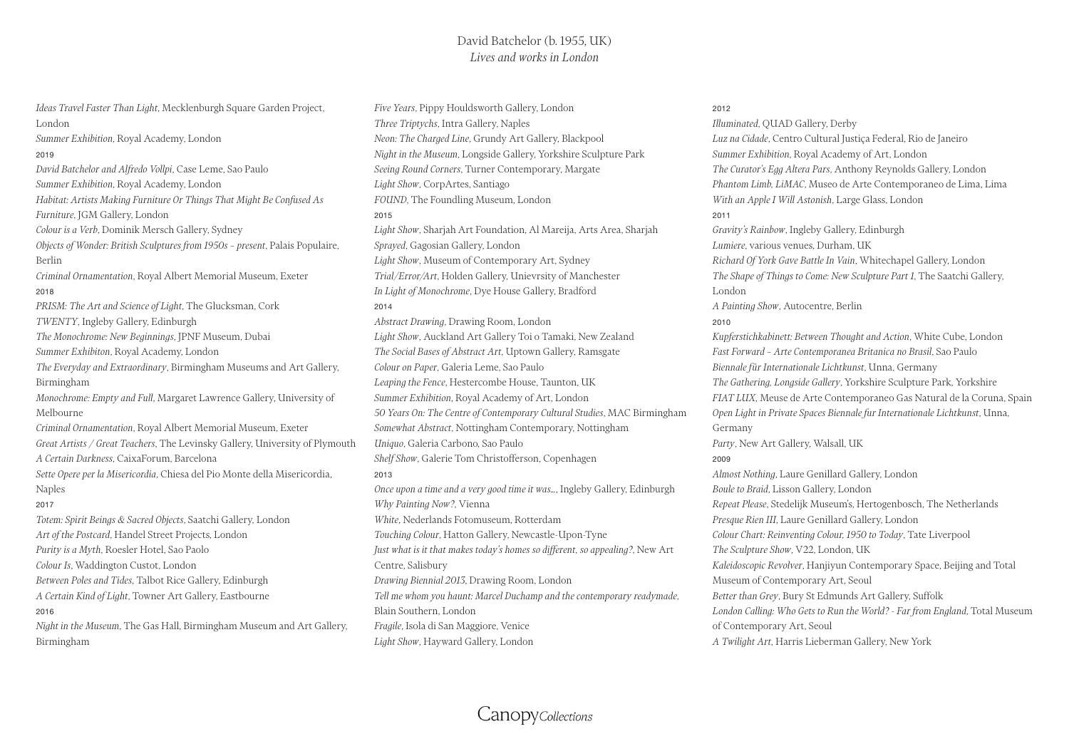David Batchelor (b. 1955, UK)
*Lives and works in London*

*Ideas Travel Faster Than Light*, Mecklenburgh Square Garden Project, London
*Summer Exhibition*, Royal Academy, London

2019

*David Batchelor and Alfredo Vollpi*, Case Leme, Sao Paulo
*Summer Exhibition*, Royal Academy, London
*Habitat: Artists Making Furniture Or Things That Might Be Confused As Furniture*, JGM Gallery, London
*Colour is a Verb*, Dominik Mersch Gallery, Sydney
*Objects of Wonder: British Sculptures from 1950s - present*, Palais Populaire, Berlin
*Criminal Ornamentation*, Royal Albert Memorial Museum, Exeter

2018

*PRISM: The Art and Science of Light*, The Glucksman, Cork
*TWENTY*, Ingleby Gallery, Edinburgh
*The Monochrome: New Beginnings*, JPNF Museum, Dubai
*Summer Exhibiton*, Royal Academy, London
*The Everyday and Extraordinary*, Birmingham Museums and Art Gallery, Birmingham
*Monochrome: Empty and Full*, Margaret Lawrence Gallery, University of Melbourne
*Criminal Ornamentation*, Royal Albert Memorial Museum, Exeter
*Great Artists / Great Teachers*, The Levinsky Gallery, University of Plymouth
*A Certain Darkness*, CaixaForum, Barcelona
*Sette Opere per la Misericordia*, Chiesa del Pio Monte della Misericordia, Naples

2017

*Totem: Spirit Beings & Sacred Objects*, Saatchi Gallery, London
*Art of the Postcard*, Handel Street Projects, London
*Purity is a Myth*, Roesler Hotel, Sao Paolo
*Colour Is*, Waddington Custot, London
*Between Poles and Tides*, Talbot Rice Gallery, Edinburgh
*A Certain Kind of Light*, Towner Art Gallery, Eastbourne

2016

*Night in the Museum*, The Gas Hall, Birmingham Museum and Art Gallery, Birmingham
*Five Years*, Pippy Houldsworth Gallery, London
*Three Triptychs*, Intra Gallery, Naples
*Neon: The Charged Line*, Grundy Art Gallery, Blackpool
*Night in the Museum*, Longside Gallery, Yorkshire Sculpture Park
*Seeing Round Corners*, Turner Contemporary, Margate
*Light Show*, CorpArtes, Santiago
*FOUND*, The Foundling Museum, London

2015

*Light Show*, Sharjah Art Foundation, Al Mareija, Arts Area, Sharjah
*Sprayed*, Gagosian Gallery, London
*Light Show*, Museum of Contemporary Art, Sydney
*Trial/Error/Art*, Holden Gallery, Unievrsity of Manchester
*In Light of Monochrome*, Dye House Gallery, Bradford

2014

*Abstract Drawing*, Drawing Room, London
*Light Show*, Auckland Art Gallery Toi o Tamaki, New Zealand
*The Social Bases of Abstract Art*, Uptown Gallery, Ramsgate
*Colour on Paper*, Galeria Leme, Sao Paulo
*Leaping the Fence*, Hestercombe House, Taunton, UK
*Summer Exhibition*, Royal Academy of Art, London
*50 Years On: The Centre of Contemporary Cultural Studies*, MAC Birmingham
*Somewhat Abstract*, Nottingham Contemporary, Nottingham
*Uniquo*, Galeria Carbono, Sao Paulo
*Shelf Show*, Galerie Tom Christofferson, Copenhagen

2013

*Once upon a time and a very good time it was...*, Ingleby Gallery, Edinburgh
*Why Painting Now?*, Vienna
*White*, Nederlands Fotomuseum, Rotterdam
*Touching Colour*, Hatton Gallery, Newcastle-Upon-Tyne
*Just what is it that makes today's homes so different, so appealing?*, New Art Centre, Salisbury
*Drawing Biennial 2013*, Drawing Room, London
*Tell me whom you haunt: Marcel Duchamp and the contemporary readymade*, Blain Southern, London
*Fragile*, Isola di San Maggiore, Venice
*Light Show*, Hayward Gallery, London

2012

*Illuminated*, QUAD Gallery, Derby
*Luz na Cidade*, Centro Cultural Justiça Federal, Rio de Janeiro
*Summer Exhibition*, Royal Academy of Art, London
*The Curator's Egg Altera Pars*, Anthony Reynolds Gallery, London
*Phantom Limb, LiMAC*, Museo de Arte Contemporaneo de Lima, Lima
*With an Apple I Will Astonish*, Large Glass, London

2011

*Gravity's Rainbow*, Ingleby Gallery, Edinburgh
*Lumiere*, various venues, Durham, UK
*Richard Of York Gave Battle In Vain*, Whitechapel Gallery, London
*The Shape of Things to Come: New Sculpture Part 1*, The Saatchi Gallery, London
*A Painting Show*, Autocentre, Berlin

2010

*Kupferstichkabinett: Between Thought and Action*, White Cube, London
*Fast Forward - Arte Contemporanea Britanica no Brasil*, Sao Paulo
*Biennale für Internationale Lichtkunst*, Unna, Germany
*The Gathering, Longside Gallery*, Yorkshire Sculpture Park, Yorkshire
*FIAT LUX*, Meuse de Arte Contemporaneo Gas Natural de la Coruna, Spain
*Open Light in Private Spaces Biennale fur Internationale Lichtkunst*, Unna, Germany
*Party*, New Art Gallery, Walsall, UK

2009

*Almost Nothing*, Laure Genillard Gallery, London
*Boule to Braid*, Lisson Gallery, London
*Repeat Please*, Stedelijk Museum's, Hertogenbosch, The Netherlands
*Presque Rien III*, Laure Genillard Gallery, London
*Colour Chart: Reinventing Colour, 1950 to Today*, Tate Liverpool
*The Sculpture Show*, V22, London, UK
*Kaleidoscopic Revolver*, Hanjiyun Contemporary Space, Beijing and Total Museum of Contemporary Art, Seoul
*Better than Grey*, Bury St Edmunds Art Gallery, Suffolk
*London Calling: Who Gets to Run the World? - Far from England*, Total Museum of Contemporary Art, Seoul
*A Twilight Art*, Harris Lieberman Gallery, New York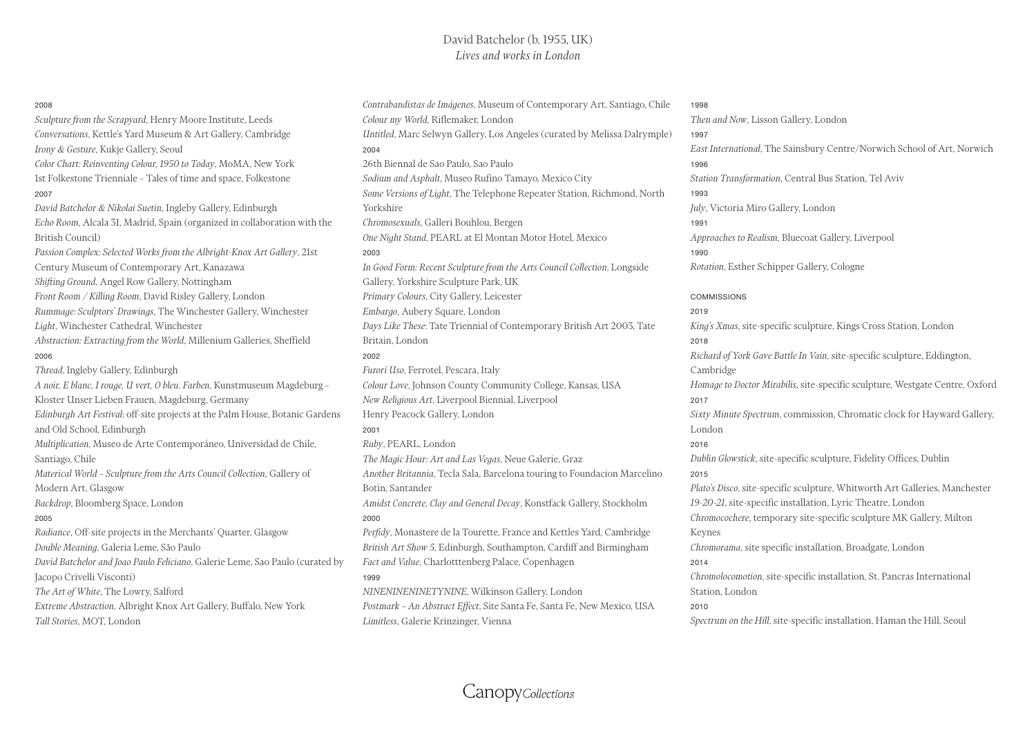David Batchelor (b. 1955, UK)
*Lives and works in London*

2008

*Sculpture from the Scrapyard*, Henry Moore Institute, Leeds
*Conversations*, Kettle's Yard Museum & Art Gallery, Cambridge
*Irony & Gesture*, Kukje Gallery, Seoul
*Color Chart: Reinventing Colour, 1950 to Today*, MoMA, New York
1st Folkestone Trienniale – Tales of time and space, Folkestone

2007

*David Batchelor & Nikolai Suetin*, Ingleby Gallery, Edinburgh
*Echo Room*, Alcala 31, Madrid, Spain (organized in collaboration with the British Council)
*Passion Complex: Selected Works from the Albright-Knox Art Gallery*, 21st Century Museum of Contemporary Art, Kanazawa
*Shifting Ground*, Angel Row Gallery, Nottingham
*Front Room / Killing Room*, David Risley Gallery, London
*Rummage: Sculptors' Drawings*, The Winchester Gallery, Winchester
*Light*, Winchester Cathedral, Winchester
*Abstraction: Extracting from the World*, Millenium Galleries, Sheffield

2006

*Thread*, Ingleby Gallery, Edinburgh
*A noir, E blanc, I rouge, U vert, O bleu. Farben*, Kunstmuseum Magdeburg – Kloster Unser Lieben Frauen, Magdeburg, Germany
*Edinburgh Art Festival*: off-site projects at the Palm House, Botanic Gardens and Old School, Edinburgh
*Multiplication*, Museo de Arte Contemporáneo, Universidad de Chile, Santiago, Chile
*Materical World – Sculpture from the Arts Council Collection*, Gallery of Modern Art, Glasgow
*Backdrop*, Bloomberg Space, London

2005

*Radiance*, Off-site projects in the Merchants' Quarter, Glasgow
*Double Meaning*, Galeria Leme, São Paulo
*David Batchelor and Joao Paulo Feliciano*, Galerie Leme, Sao Paulo (curated by Jacopo Crivelli Visconti)
*The Art of White*, The Lowry, Salford
*Extreme Abstraction*, Albright Knox Art Gallery, Buffalo, New York
*Tall Stories*, MOT, London
*Contrabandistas de Imágenes*, Museum of Contemporary Art, Santiago, Chile
*Colour my World*, Riflemaker, London
*Untitled*, Marc Selwyn Gallery, Los Angeles (curated by Melissa Dalrymple)

2004

26th Biennal de Sao Paulo, Sao Paulo
*Sodium and Asphalt*, Museo Rufino Tamayo, Mexico City
*Some Versions of Light*, The Telephone Repeater Station, Richmond, North Yorkshire
*Chromosexuals*, Galleri Bouhlou, Bergen
*One Night Stand*, PEARL at El Montan Motor Hotel, Mexico

2003

*In Good Form: Recent Sculpture from the Arts Council Collection*, Longside Gallery, Yorkshire Sculpture Park, UK
*Primary Colours*, City Gallery, Leicester
*Embargo*, Aubery Square, London
*Days Like These*: Tate Triennial of Contemporary British Art 2003, Tate Britain, London

2002

*Furori Uso*, Ferrotel, Pescara, Italy
*Colour Love*, Johnson County Community College, Kansas, USA
*New Religious Art*, Liverpool Biennial, Liverpool
Henry Peacock Gallery, London

2001

*Ruby*, PEARL, London
*The Magic Hour: Art and Las Vegas*, Neue Galerie, Graz
*Another Britannia*, Tecla Sala, Barcelona touring to Foundacion Marcelino Botin, Santander
*Amidst Concrete, Clay and General Decay*, Konstfack Gallery, Stockholm

2000

*Perfidy*, Monastere de la Tourette, France and Kettles Yard, Cambridge
*British Art Show 5*, Edinburgh, Southampton, Cardiff and Birmingham
*Fact and Value*, Charlotttenberg Palace, Copenhagen

1999

*NINENINENINETYNINE*, Wilkinson Gallery, London
*Postmark – An Abstract Effect*, Site Santa Fe, Santa Fe, New Mexico, USA
*Limitless*, Galerie Krinzinger, Vienna

1998

*Then and Now*, Lisson Gallery, London

1997

*East International*, The Sainsbury Centre/Norwich School of Art, Norwich

1996

*Station Transformation*, Central Bus Station, Tel Aviv

1993

*July*, Victoria Miro Gallery, London

1991

*Approaches to Realism*, Bluecoat Gallery, Liverpool

1990

*Rotation*, Esther Schipper Gallery, Cologne

## COMMISSIONS

2019

*King's Xmas*, site-specific sculpture, Kings Cross Station, London

2018

*Richard of York Gave Battle In Vain*, site-specific sculpture, Eddington, Cambridge
*Homage to Doctor Mirabilis*, site-specific sculpture, Westgate Centre, Oxford

2017

*Sixty Minute Spectrum*, commission, Chromatic clock for Hayward Gallery, London

2016

*Dublin Glowstick*, site-specific sculpture, Fidelity Offices, Dublin

2015

*Plato's Disco*, site-specific sculpture, Whitworth Art Galleries, Manchester
*19-20-21*, site-specific installation, Lyric Theatre, London
*Chromocochere*, temporary site-specific sculpture MK Gallery, Milton Keynes
*Chromorama*, site specific installation, Broadgate, London

2014

*Chromolocomotion*, site-specific installation, St. Pancras International Station, London

2010

*Spectrum on the Hill*, site-specific installation, Haman the Hill, Seoul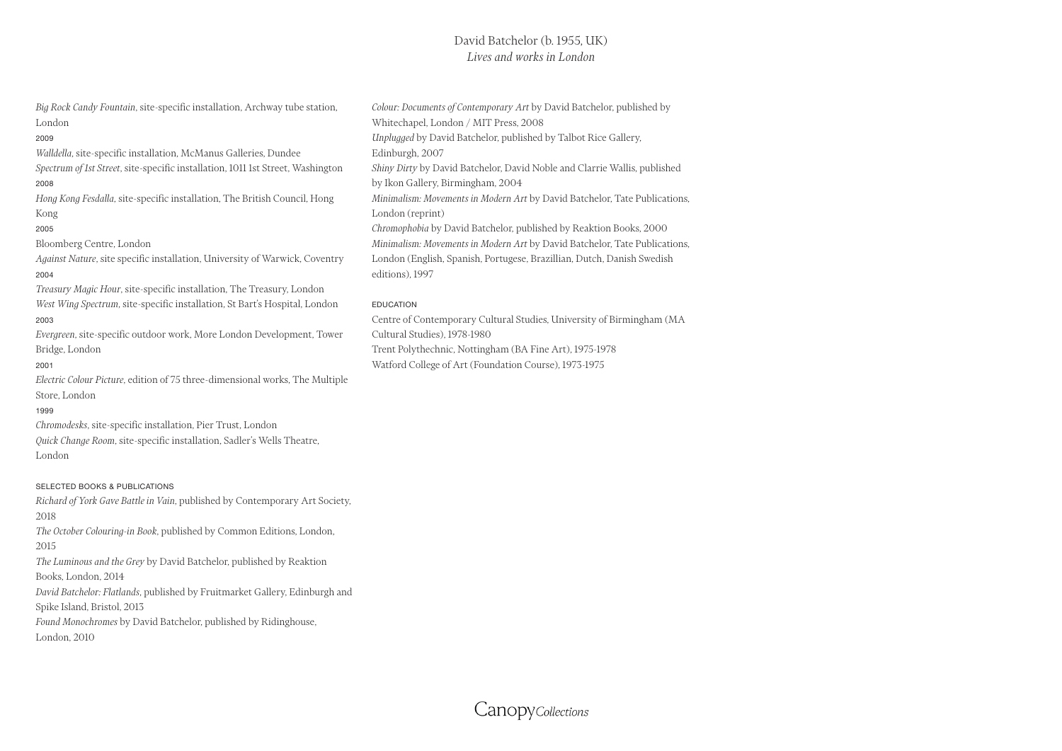David Batchelor (b. 1955, UK)
*Lives and works in London*

*Big Rock Candy Fountain*, site-specific installation, Archway tube station, London

2009

*Walldella*, site-specific installation, McManus Galleries, Dundee

*Spectrum of 1st Street*, site-specific installation, 1011 1st Street, Washington

2008

*Hong Kong Fesdalla*, site-specific installation, The British Council, Hong Kong

2005

Bloomberg Centre, London

*Against Nature*, site specific installation, University of Warwick, Coventry

2004

*Treasury Magic Hour*, site-specific installation, The Treasury, London

*West Wing Spectrum*, site-specific installation, St Bart's Hospital, London

2003

*Evergreen*, site-specific outdoor work, More London Development, Tower Bridge, London

2001

*Electric Colour Picture*, edition of 75 three-dimensional works, The Multiple Store, London

1999

*Chromodesks*, site-specific installation, Pier Trust, London

*Quick Change Room*, site-specific installation, Sadler's Wells Theatre, London

SELECTED BOOKS & PUBLICATIONS

*Richard of York Gave Battle in Vain*, published by Contemporary Art Society, 2018

*The October Colouring-in Book*, published by Common Editions, London, 2015

*The Luminous and the Grey* by David Batchelor, published by Reaktion Books, London, 2014

*David Batchelor: Flatlands*, published by Fruitmarket Gallery, Edinburgh and Spike Island, Bristol, 2013

*Found Monochromes* by David Batchelor, published by Ridinghouse, London, 2010

*Colour: Documents of Contemporary Art* by David Batchelor, published by Whitechapel, London / MIT Press, 2008

*Unplugged* by David Batchelor, published by Talbot Rice Gallery, Edinburgh, 2007

*Shiny Dirty* by David Batchelor, David Noble and Clarrie Wallis, published by Ikon Gallery, Birmingham, 2004

*Minimalism: Movements in Modern Art* by David Batchelor, Tate Publications, London (reprint)

*Chromophobia* by David Batchelor, published by Reaktion Books, 2000

*Minimalism: Movements in Modern Art* by David Batchelor, Tate Publications, London (English, Spanish, Portugese, Brazillian, Dutch, Danish Swedish editions), 1997

EDUCATION

Centre of Contemporary Cultural Studies, University of Birmingham (MA Cultural Studies), 1978-1980

Trent Polythechnic, Nottingham (BA Fine Art), 1975-1978

Watford College of Art (Foundation Course), 1973-1975